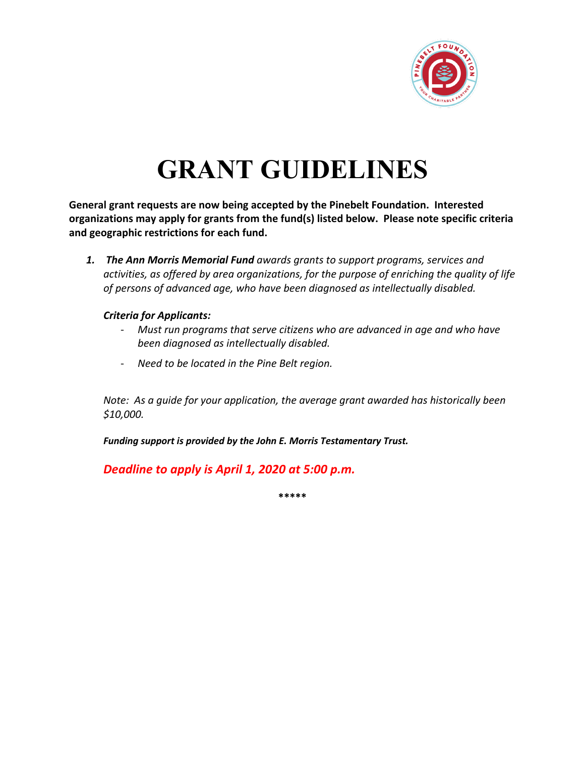# GRANT GUIDELINES

**General grant requests are now being accepted by the Pinebelt Foundation. Interested organizations may apply for grants from the fund(s) listed below. Please note specific criteria and geographic restrictions for each fund.**

1. ***The Ann Morris Memorial Fund*** *awards grants to support programs, services and activities, as offered by area organizations, for the purpose of enriching the quality of life of persons of advanced age, who have been diagnosed as intellectually disabled.*

   ***Criteria for Applicants:***

   - *Must run programs that serve citizens who are advanced in age and who have been diagnosed as intellectually disabled.*
   - *Need to be located in the Pine Belt region.*

   *Note: As a guide for your application, the average grant awarded has historically been $10,000.*

   ***Funding support is provided by the John E. Morris Testamentary Trust.***

   ***Deadline to apply is April 1, 2020 at 5:00 p.m.***

*****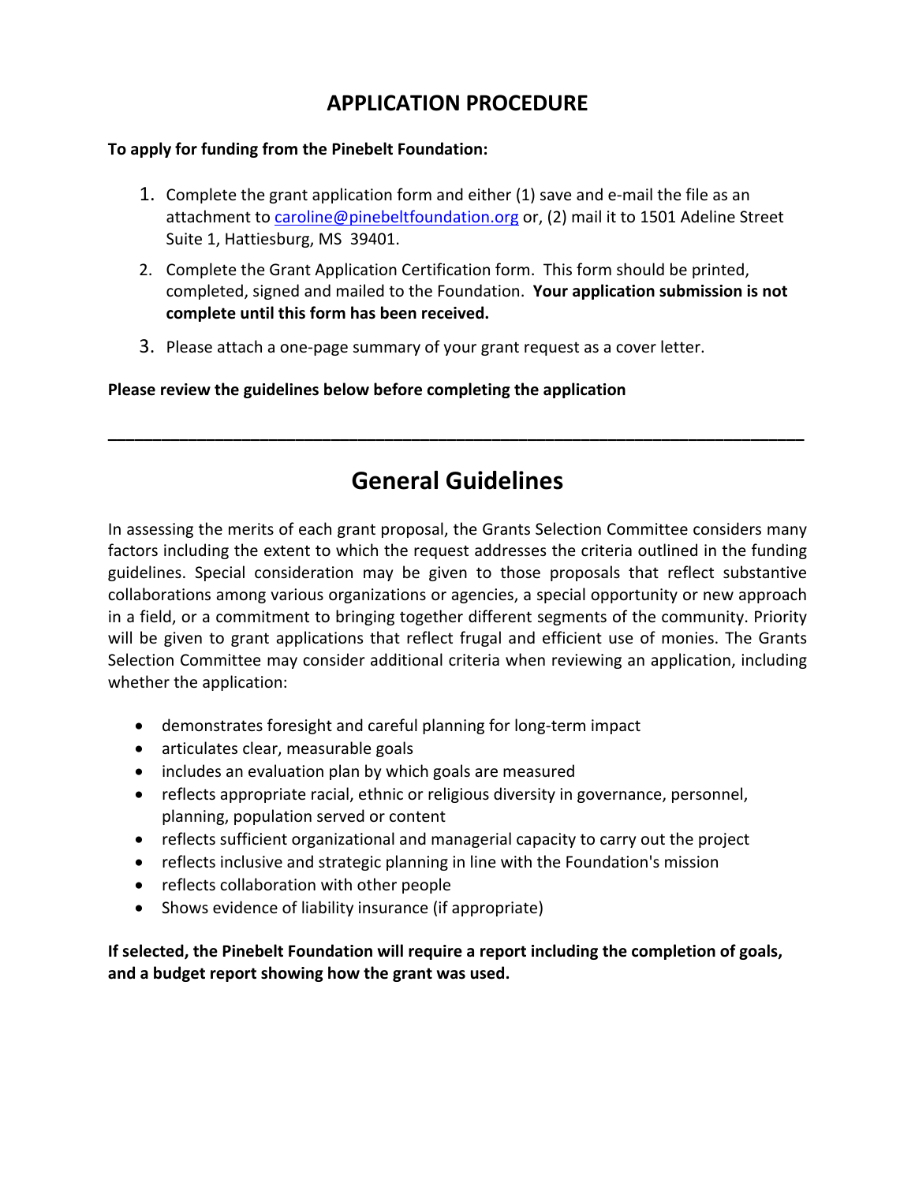# APPLICATION PROCEDURE

**To apply for funding from the Pinebelt Foundation:**

1. Complete the grant application form and either (1) save and e-mail the file as an attachment to caroline@pinebeltfoundation.org or, (2) mail it to 1501 Adeline Street Suite 1, Hattiesburg, MS 39401.
2. Complete the Grant Application Certification form. This form should be printed, completed, signed and mailed to the Foundation. **Your application submission is not complete until this form has been received.**
3. Please attach a one-page summary of your grant request as a cover letter.

**Please review the guidelines below before completing the application**

---

# General Guidelines

In assessing the merits of each grant proposal, the Grants Selection Committee considers many factors including the extent to which the request addresses the criteria outlined in the funding guidelines. Special consideration may be given to those proposals that reflect substantive collaborations among various organizations or agencies, a special opportunity or new approach in a field, or a commitment to bringing together different segments of the community. Priority will be given to grant applications that reflect frugal and efficient use of monies. The Grants Selection Committee may consider additional criteria when reviewing an application, including whether the application:

- demonstrates foresight and careful planning for long-term impact
- articulates clear, measurable goals
- includes an evaluation plan by which goals are measured
- reflects appropriate racial, ethnic or religious diversity in governance, personnel, planning, population served or content
- reflects sufficient organizational and managerial capacity to carry out the project
- reflects inclusive and strategic planning in line with the Foundation's mission
- reflects collaboration with other people
- Shows evidence of liability insurance (if appropriate)

**If selected, the Pinebelt Foundation will require a report including the completion of goals, and a budget report showing how the grant was used.**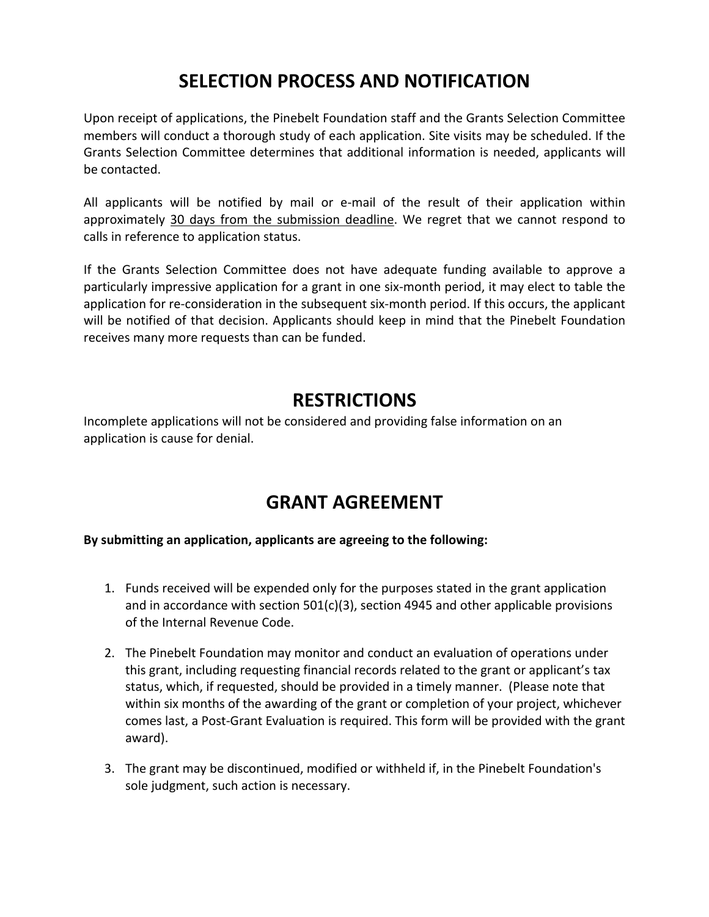# SELECTION PROCESS AND NOTIFICATION

Upon receipt of applications, the Pinebelt Foundation staff and the Grants Selection Committee members will conduct a thorough study of each application. Site visits may be scheduled. If the Grants Selection Committee determines that additional information is needed, applicants will be contacted.

All applicants will be notified by mail or e-mail of the result of their application within approximately <u>30 days from the submission deadline</u>. We regret that we cannot respond to calls in reference to application status.

If the Grants Selection Committee does not have adequate funding available to approve a particularly impressive application for a grant in one six-month period, it may elect to table the application for re-consideration in the subsequent six-month period. If this occurs, the applicant will be notified of that decision. Applicants should keep in mind that the Pinebelt Foundation receives many more requests than can be funded.

# RESTRICTIONS

Incomplete applications will not be considered and providing false information on an application is cause for denial.

# GRANT AGREEMENT

**By submitting an application, applicants are agreeing to the following:**

1. Funds received will be expended only for the purposes stated in the grant application and in accordance with section 501(c)(3), section 4945 and other applicable provisions of the Internal Revenue Code.
2. The Pinebelt Foundation may monitor and conduct an evaluation of operations under this grant, including requesting financial records related to the grant or applicant's tax status, which, if requested, should be provided in a timely manner. (Please note that within six months of the awarding of the grant or completion of your project, whichever comes last, a Post-Grant Evaluation is required. This form will be provided with the grant award).
3. The grant may be discontinued, modified or withheld if, in the Pinebelt Foundation's sole judgment, such action is necessary.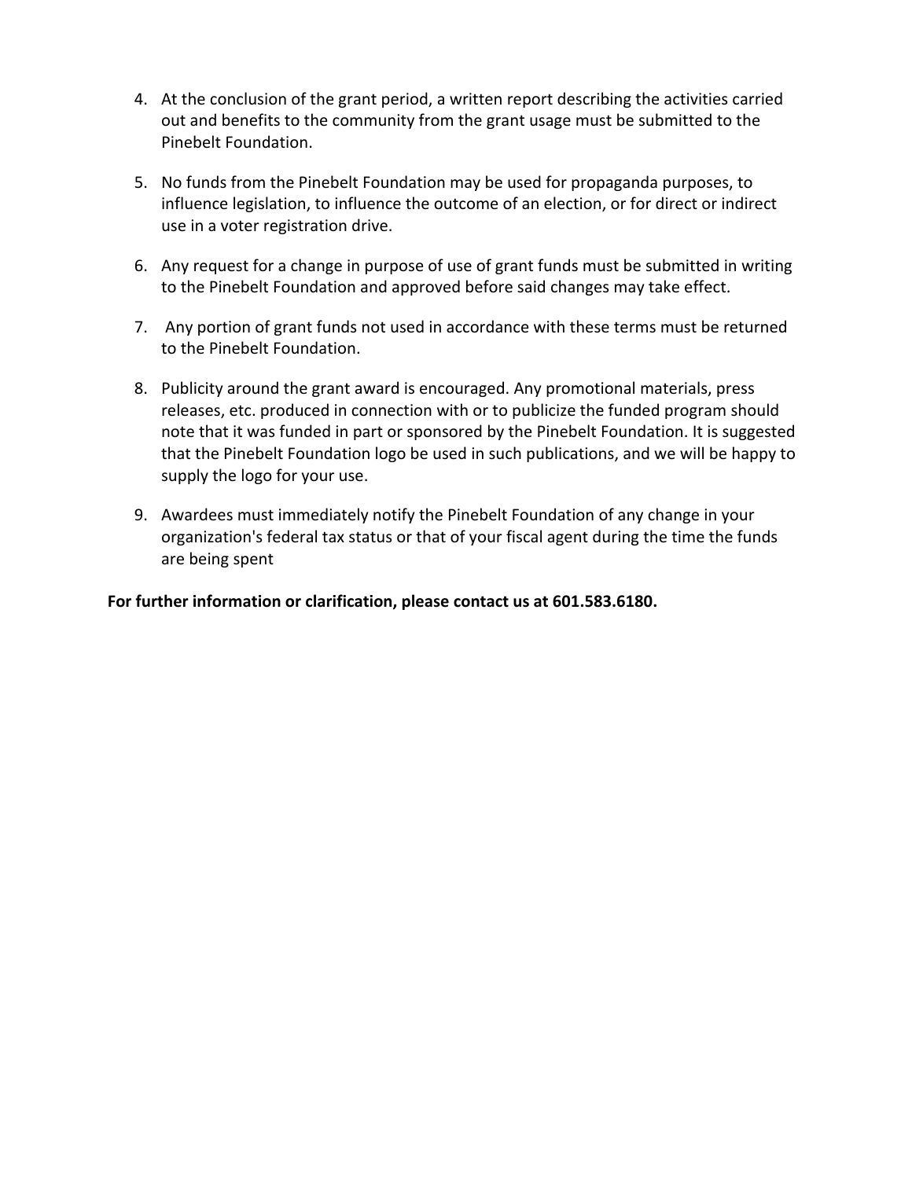4. At the conclusion of the grant period, a written report describing the activities carried out and benefits to the community from the grant usage must be submitted to the Pinebelt Foundation.

5. No funds from the Pinebelt Foundation may be used for propaganda purposes, to influence legislation, to influence the outcome of an election, or for direct or indirect use in a voter registration drive.

6. Any request for a change in purpose of use of grant funds must be submitted in writing to the Pinebelt Foundation and approved before said changes may take effect.

7. Any portion of grant funds not used in accordance with these terms must be returned to the Pinebelt Foundation.

8. Publicity around the grant award is encouraged. Any promotional materials, press releases, etc. produced in connection with or to publicize the funded program should note that it was funded in part or sponsored by the Pinebelt Foundation. It is suggested that the Pinebelt Foundation logo be used in such publications, and we will be happy to supply the logo for your use.

9. Awardees must immediately notify the Pinebelt Foundation of any change in your organization's federal tax status or that of your fiscal agent during the time the funds are being spent

**For further information or clarification, please contact us at 601.583.6180.**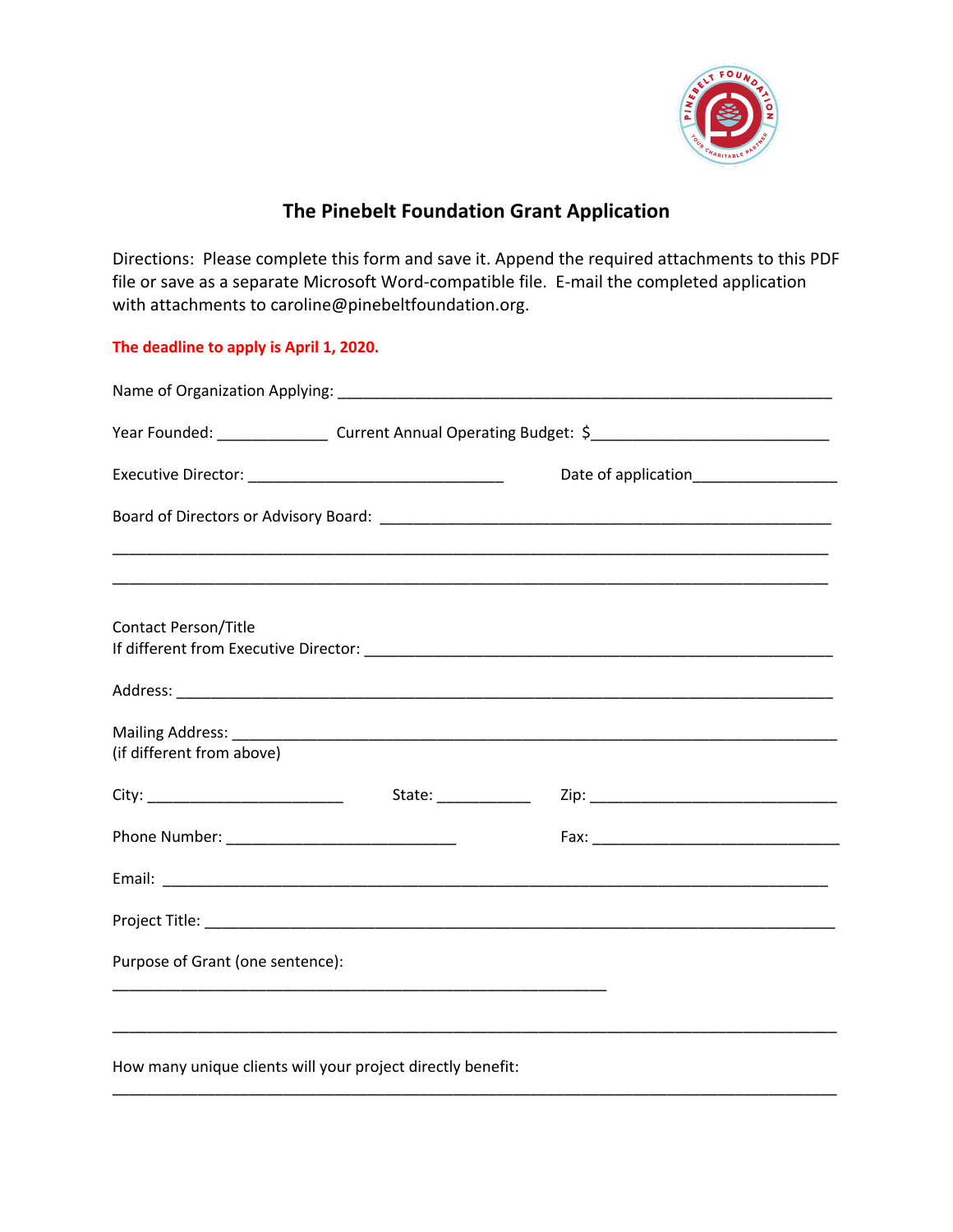# The Pinebelt Foundation Grant Application

Directions: Please complete this form and save it. Append the required attachments to this PDF file or save as a separate Microsoft Word-compatible file. E-mail the completed application with attachments to caroline@pinebeltfoundation.org.

**The deadline to apply is April 1, 2020.**

Name of Organization Applying: ___________________________________________________________

Year Founded: _____________ Current Annual Operating Budget: $_____________________________

Executive Director: _______________________________ Date of application_________________

Board of Directors or Advisory Board: _______________________________________________________

_____________________________________________________________________________________

_____________________________________________________________________________________

Contact Person/Title
If different from Executive Director: _________________________________________________________

Address: _____________________________________________________________________________

Mailing Address: _______________________________________________________________________
(if different from above)

City: _______________________ State: ___________ Zip: ______________________________

Phone Number: ___________________________ Fax: ______________________________

Email: _______________________________________________________________________________

Project Title: __________________________________________________________________________

Purpose of Grant (one sentence):

____________________________________________________________

_____________________________________________________________________________________

How many unique clients will your project directly benefit:

_____________________________________________________________________________________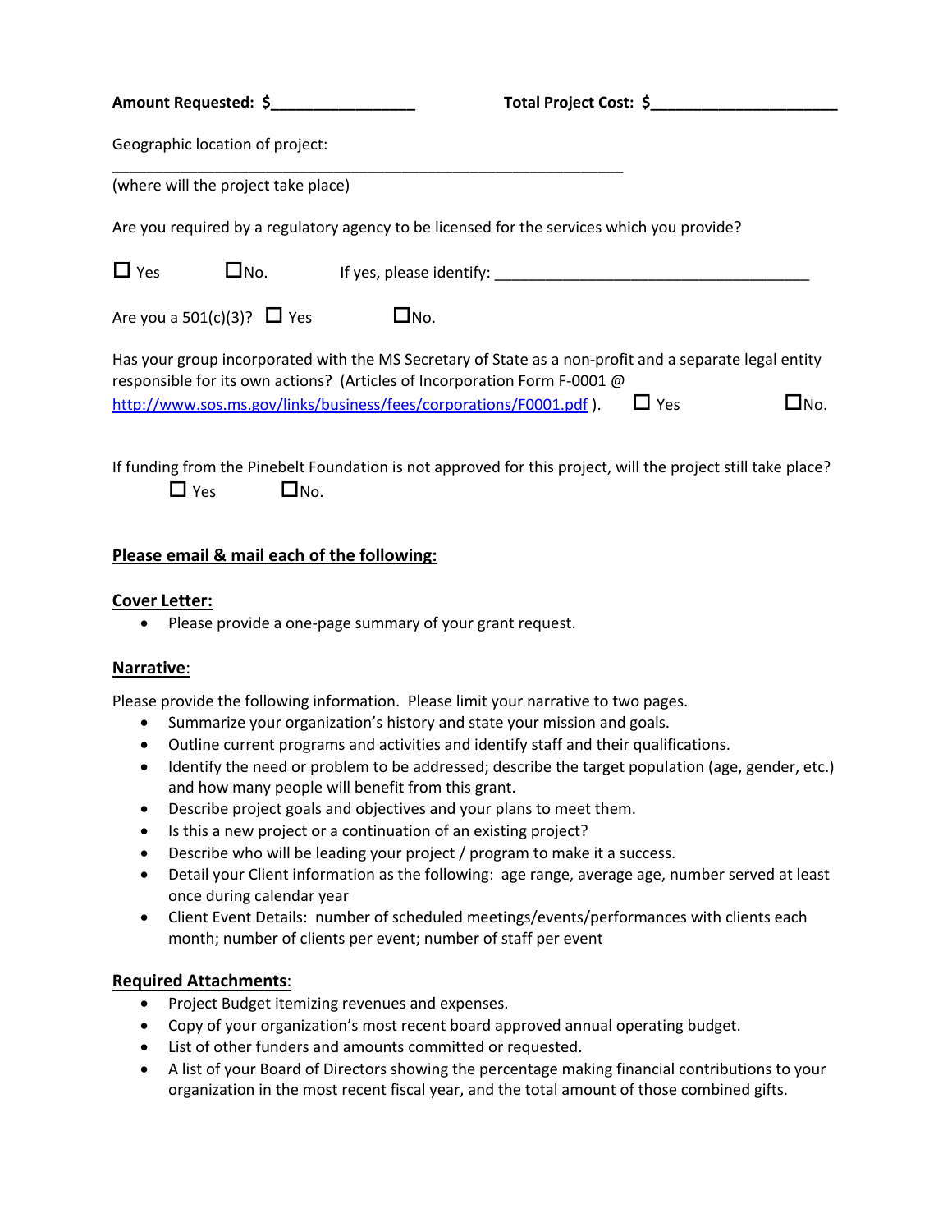**Amount Requested: $\_\_\_\_\_\_\_\_\_\_\_\_\_\_\_\_** **Total Project Cost: $\_\_\_\_\_\_\_\_\_\_\_\_\_\_\_\_\_\_\_\_\_**

Geographic location of project:

\_\_\_\_\_\_\_\_\_\_\_\_\_\_\_\_\_\_\_\_\_\_\_\_\_\_\_\_\_\_\_\_\_\_\_\_\_\_\_\_\_\_\_\_\_\_\_\_\_\_\_\_\_\_\_\_\_\_\_\_
(where will the project take place)

Are you required by a regulatory agency to be licensed for the services which you provide?

☐ Yes ☐No. If yes, please identify: \_\_\_\_\_\_\_\_\_\_\_\_\_\_\_\_\_\_\_\_\_\_\_\_\_\_\_\_\_\_\_\_\_\_\_\_\_\_

Are you a 501(c)(3)? ☐ Yes ☐No.

Has your group incorporated with the MS Secretary of State as a non-profit and a separate legal entity responsible for its own actions? (Articles of Incorporation Form F-0001 @ http://www.sos.ms.gov/links/business/fees/corporations/F0001.pdf ). ☐ Yes ☐No.

If funding from the Pinebelt Foundation is not approved for this project, will the project still take place?
☐ Yes ☐No.

**Please email & mail each of the following:**

**Cover Letter:**

- Please provide a one-page summary of your grant request.

**Narrative:**

Please provide the following information. Please limit your narrative to two pages.

- Summarize your organization's history and state your mission and goals.
- Outline current programs and activities and identify staff and their qualifications.
- Identify the need or problem to be addressed; describe the target population (age, gender, etc.) and how many people will benefit from this grant.
- Describe project goals and objectives and your plans to meet them.
- Is this a new project or a continuation of an existing project?
- Describe who will be leading your project / program to make it a success.
- Detail your Client information as the following: age range, average age, number served at least once during calendar year
- Client Event Details: number of scheduled meetings/events/performances with clients each month; number of clients per event; number of staff per event

**Required Attachments:**

- Project Budget itemizing revenues and expenses.
- Copy of your organization's most recent board approved annual operating budget.
- List of other funders and amounts committed or requested.
- A list of your Board of Directors showing the percentage making financial contributions to your organization in the most recent fiscal year, and the total amount of those combined gifts.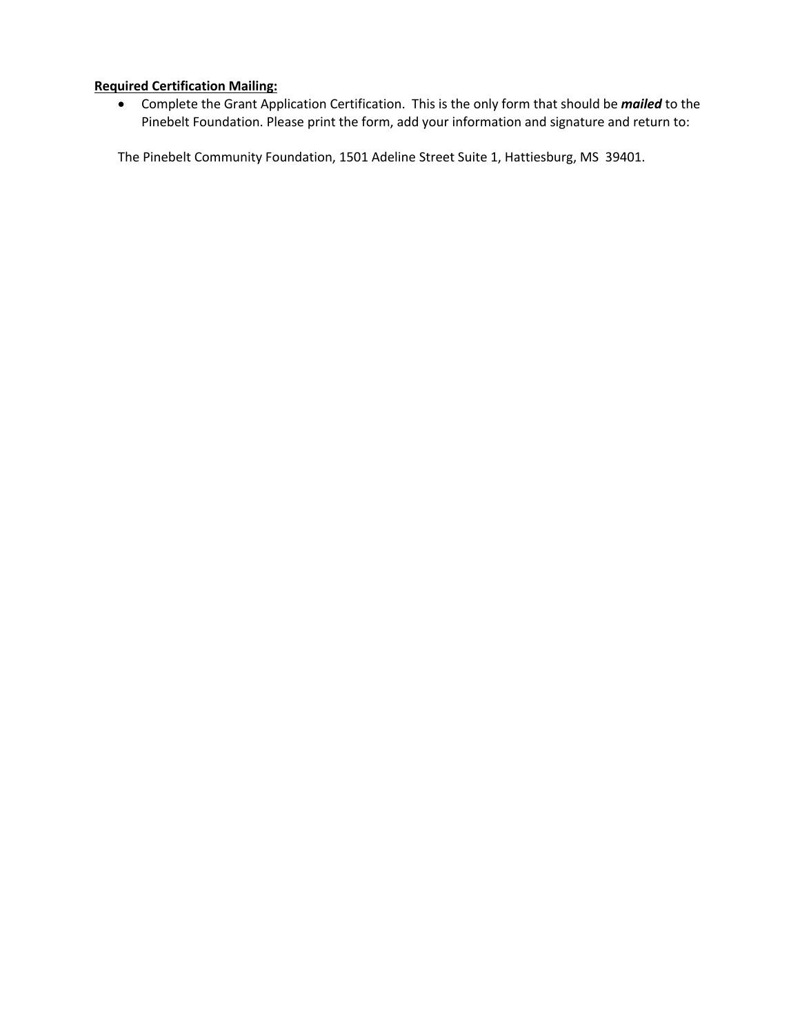**<u>Required Certification Mailing:</u>**

- Complete the Grant Application Certification. This is the only form that should be ***mailed*** to the Pinebelt Foundation. Please print the form, add your information and signature and return to:

The Pinebelt Community Foundation, 1501 Adeline Street Suite 1, Hattiesburg, MS 39401.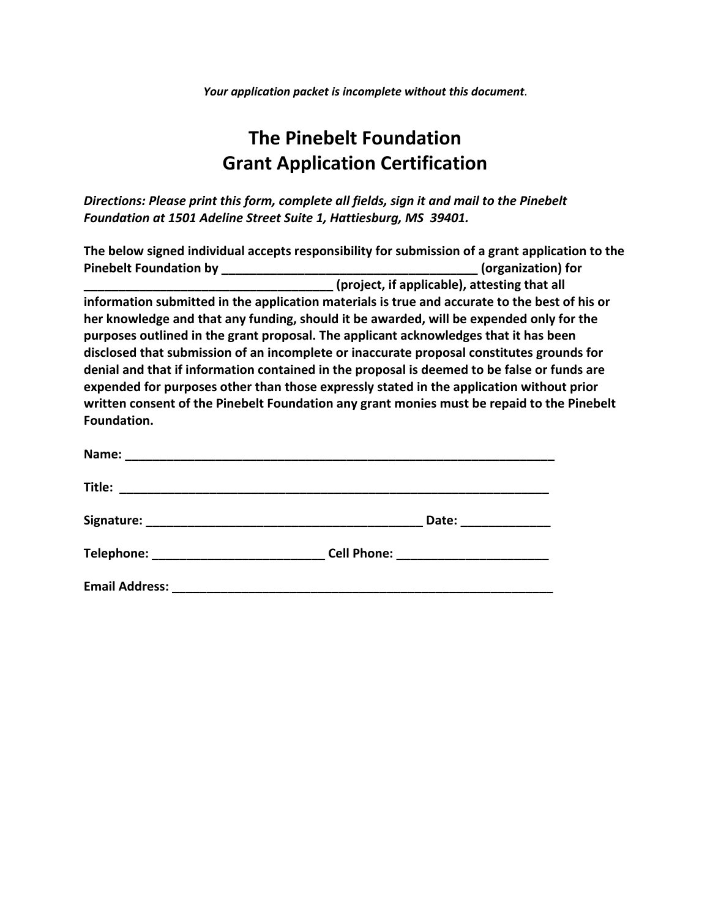*Your application packet is incomplete without this document*.

# The Pinebelt Foundation
# Grant Application Certification

***Directions: Please print this form, complete all fields, sign it and mail to the Pinebelt Foundation at 1501 Adeline Street Suite 1, Hattiesburg, MS 39401.***

**The below signed individual accepts responsibility for submission of a grant application to the Pinebelt Foundation by _____________________________________ (organization) for _____________________________________ (project, if applicable), attesting that all information submitted in the application materials is true and accurate to the best of his or her knowledge and that any funding, should it be awarded, will be expended only for the purposes outlined in the grant proposal. The applicant acknowledges that it has been disclosed that submission of an incomplete or inaccurate proposal constitutes grounds for denial and that if information contained in the proposal is deemed to be false or funds are expended for purposes other than those expressly stated in the application without prior written consent of the Pinebelt Foundation any grant monies must be repaid to the Pinebelt Foundation.**

**Name:** _________________________________________________________________

**Title:** _________________________________________________________________

**Signature:** __________________________________________ **Date:** _____________

**Telephone:** __________________________ **Cell Phone:** ______________________

**Email Address:** ___________________________________________________________